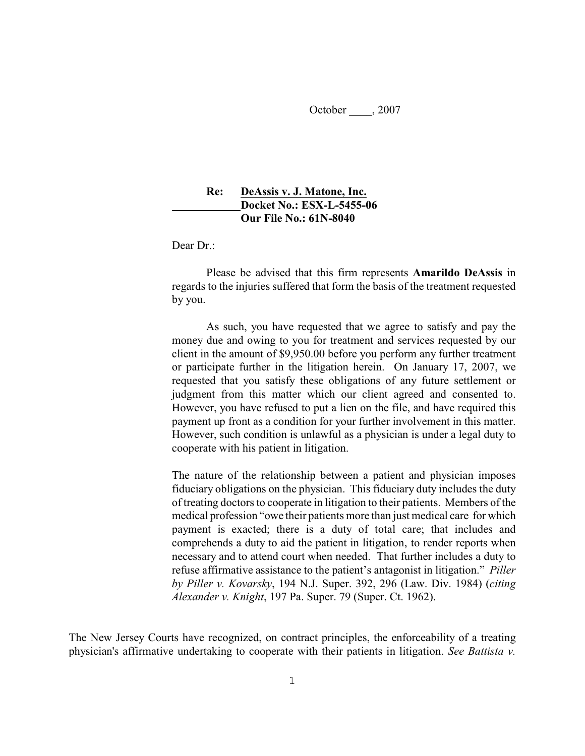October ____, 2007

**Re:** **<u>DeAssis v. J. Matone, Inc.</u>**
**Docket No.: ESX-L-5455-06**
**Our File No.: 61N-8040**

Dear Dr.:

Please be advised that this firm represents **Amarildo DeAssis** in regards to the injuries suffered that form the basis of the treatment requested by you.

As such, you have requested that we agree to satisfy and pay the money due and owing to you for treatment and services requested by our client in the amount of $9,950.00 before you perform any further treatment or participate further in the litigation herein. On January 17, 2007, we requested that you satisfy these obligations of any future settlement or judgment from this matter which our client agreed and consented to. However, you have refused to put a lien on the file, and have required this payment up front as a condition for your further involvement in this matter. However, such condition is unlawful as a physician is under a legal duty to cooperate with his patient in litigation.

The nature of the relationship between a patient and physician imposes fiduciary obligations on the physician. This fiduciary duty includes the duty of treating doctors to cooperate in litigation to their patients. Members of the medical profession "owe their patients more than just medical care for which payment is exacted; there is a duty of total care; that includes and comprehends a duty to aid the patient in litigation, to render reports when necessary and to attend court when needed. That further includes a duty to refuse affirmative assistance to the patient's antagonist in litigation." *Piller by Piller v. Kovarsky*, 194 N.J. Super. 392, 296 (Law. Div. 1984) (*citing Alexander v. Knight*, 197 Pa. Super. 79 (Super. Ct. 1962).

The New Jersey Courts have recognized, on contract principles, the enforceability of a treating physician's affirmative undertaking to cooperate with their patients in litigation. *See Battista v.*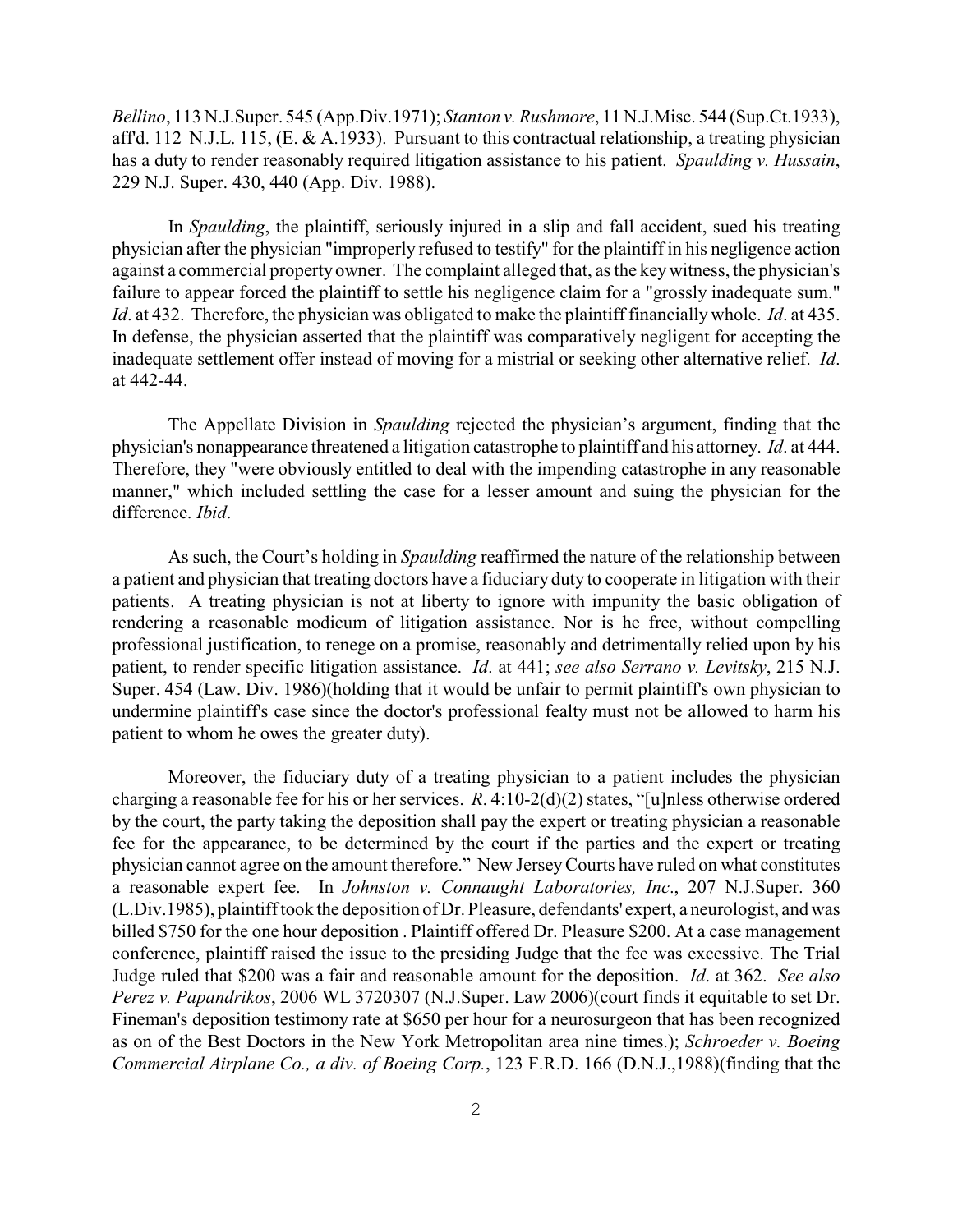*Bellino*, 113 N.J.Super. 545 (App.Div.1971); *Stanton v. Rushmore*, 11 N.J.Misc. 544 (Sup.Ct.1933), aff'd. 112 N.J.L. 115, (E. & A.1933). Pursuant to this contractual relationship, a treating physician has a duty to render reasonably required litigation assistance to his patient. *Spaulding v. Hussain*, 229 N.J. Super. 430, 440 (App. Div. 1988).

In *Spaulding*, the plaintiff, seriously injured in a slip and fall accident, sued his treating physician after the physician "improperly refused to testify" for the plaintiff in his negligence action against a commercial property owner. The complaint alleged that, as the key witness, the physician's failure to appear forced the plaintiff to settle his negligence claim for a "grossly inadequate sum." *Id*. at 432. Therefore, the physician was obligated to make the plaintiff financially whole. *Id*. at 435. In defense, the physician asserted that the plaintiff was comparatively negligent for accepting the inadequate settlement offer instead of moving for a mistrial or seeking other alternative relief. *Id*. at 442-44.

The Appellate Division in *Spaulding* rejected the physician's argument, finding that the physician's nonappearance threatened a litigation catastrophe to plaintiff and his attorney. *Id*. at 444. Therefore, they "were obviously entitled to deal with the impending catastrophe in any reasonable manner," which included settling the case for a lesser amount and suing the physician for the difference. *Ibid*.

As such, the Court's holding in *Spaulding* reaffirmed the nature of the relationship between a patient and physician that treating doctors have a fiduciary duty to cooperate in litigation with their patients. A treating physician is not at liberty to ignore with impunity the basic obligation of rendering a reasonable modicum of litigation assistance. Nor is he free, without compelling professional justification, to renege on a promise, reasonably and detrimentally relied upon by his patient, to render specific litigation assistance. *Id*. at 441; *see also Serrano v. Levitsky*, 215 N.J. Super. 454 (Law. Div. 1986)(holding that it would be unfair to permit plaintiff's own physician to undermine plaintiff's case since the doctor's professional fealty must not be allowed to harm his patient to whom he owes the greater duty).

Moreover, the fiduciary duty of a treating physician to a patient includes the physician charging a reasonable fee for his or her services. *R*. 4:10-2(d)(2) states, "[u]nless otherwise ordered by the court, the party taking the deposition shall pay the expert or treating physician a reasonable fee for the appearance, to be determined by the court if the parties and the expert or treating physician cannot agree on the amount therefore." New Jersey Courts have ruled on what constitutes a reasonable expert fee. In *Johnston v. Connaught Laboratories, Inc*., 207 N.J.Super. 360 (L.Div.1985), plaintiff took the deposition of Dr. Pleasure, defendants' expert, a neurologist, and was billed $750 for the one hour deposition . Plaintiff offered Dr. Pleasure $200. At a case management conference, plaintiff raised the issue to the presiding Judge that the fee was excessive. The Trial Judge ruled that $200 was a fair and reasonable amount for the deposition. *Id*. at 362. *See also Perez v. Papandrikos*, 2006 WL 3720307 (N.J.Super. Law 2006)(court finds it equitable to set Dr. Fineman's deposition testimony rate at $650 per hour for a neurosurgeon that has been recognized as on of the Best Doctors in the New York Metropolitan area nine times.); *Schroeder v. Boeing Commercial Airplane Co., a div. of Boeing Corp.*, 123 F.R.D. 166 (D.N.J.,1988)(finding that the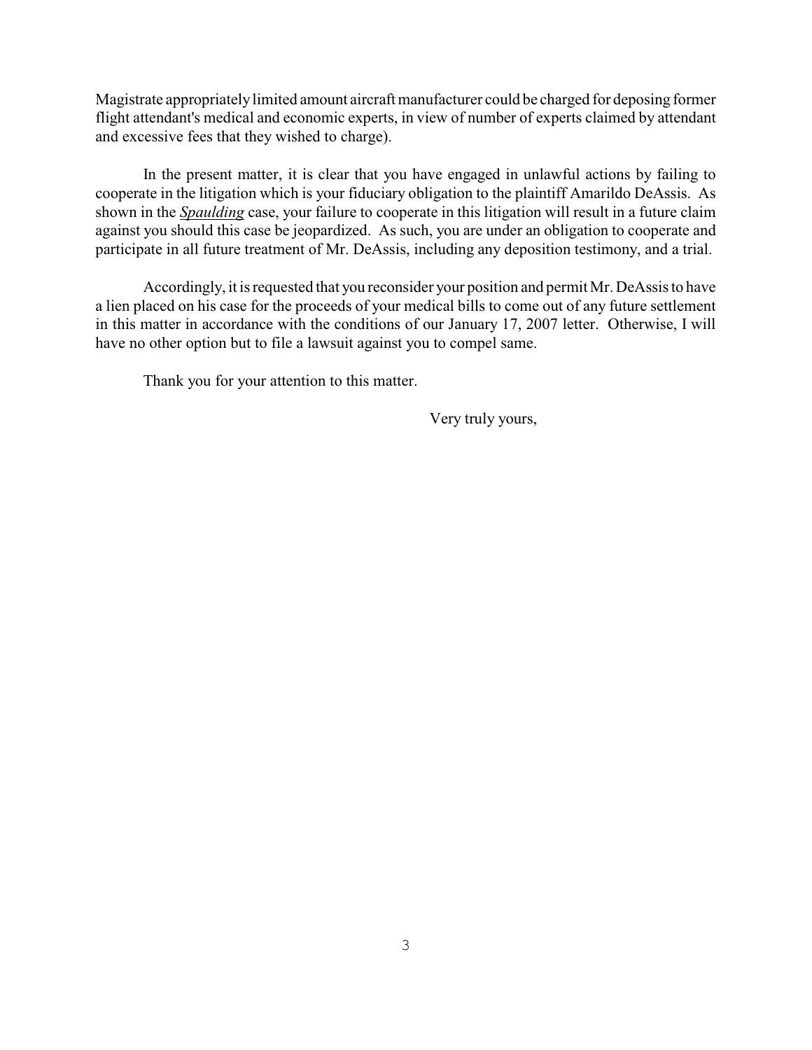Magistrate appropriately limited amount aircraft manufacturer could be charged for deposing former flight attendant's medical and economic experts, in view of number of experts claimed by attendant and excessive fees that they wished to charge).

In the present matter, it is clear that you have engaged in unlawful actions by failing to cooperate in the litigation which is your fiduciary obligation to the plaintiff Amarildo DeAssis. As shown in the ***Spaulding*** case, your failure to cooperate in this litigation will result in a future claim against you should this case be jeopardized. As such, you are under an obligation to cooperate and participate in all future treatment of Mr. DeAssis, including any deposition testimony, and a trial.

Accordingly, it is requested that you reconsider your position and permit Mr. DeAssis to have a lien placed on his case for the proceeds of your medical bills to come out of any future settlement in this matter in accordance with the conditions of our January 17, 2007 letter. Otherwise, I will have no other option but to file a lawsuit against you to compel same.

Thank you for your attention to this matter.

Very truly yours,